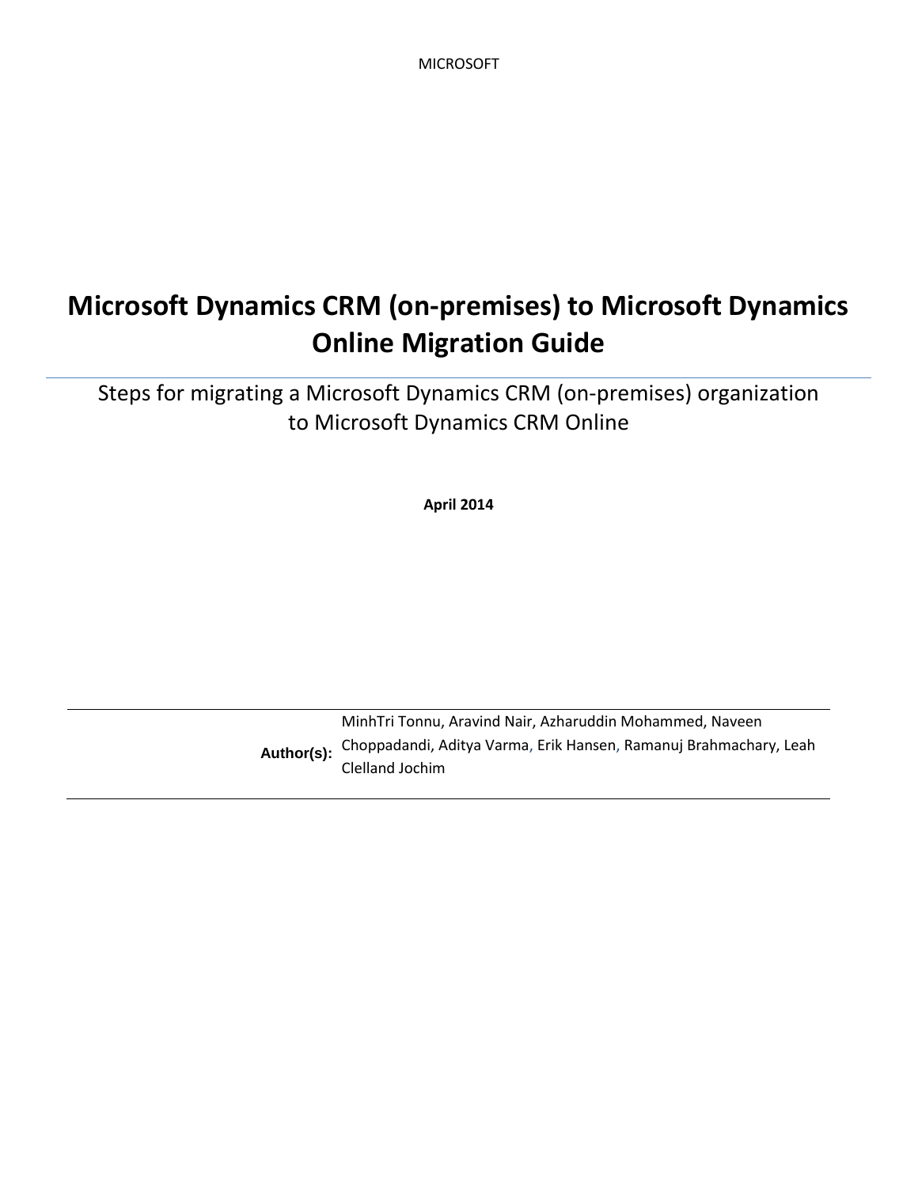MICROSOFT

# Microsoft Dynamics CRM (on-premises) to Microsoft Dynamics Online Migration Guide

Steps for migrating a Microsoft Dynamics CRM (on-premises) organization to Microsoft Dynamics CRM Online

**April 2014**

| **Author(s):** | MinhTri Tonnu, Aravind Nair, Azharuddin Mohammed, Naveen Choppadandi, Aditya Varma, Erik Hansen, Ramanuj Brahmachary, Leah Clelland Jochim |
| --- | --- |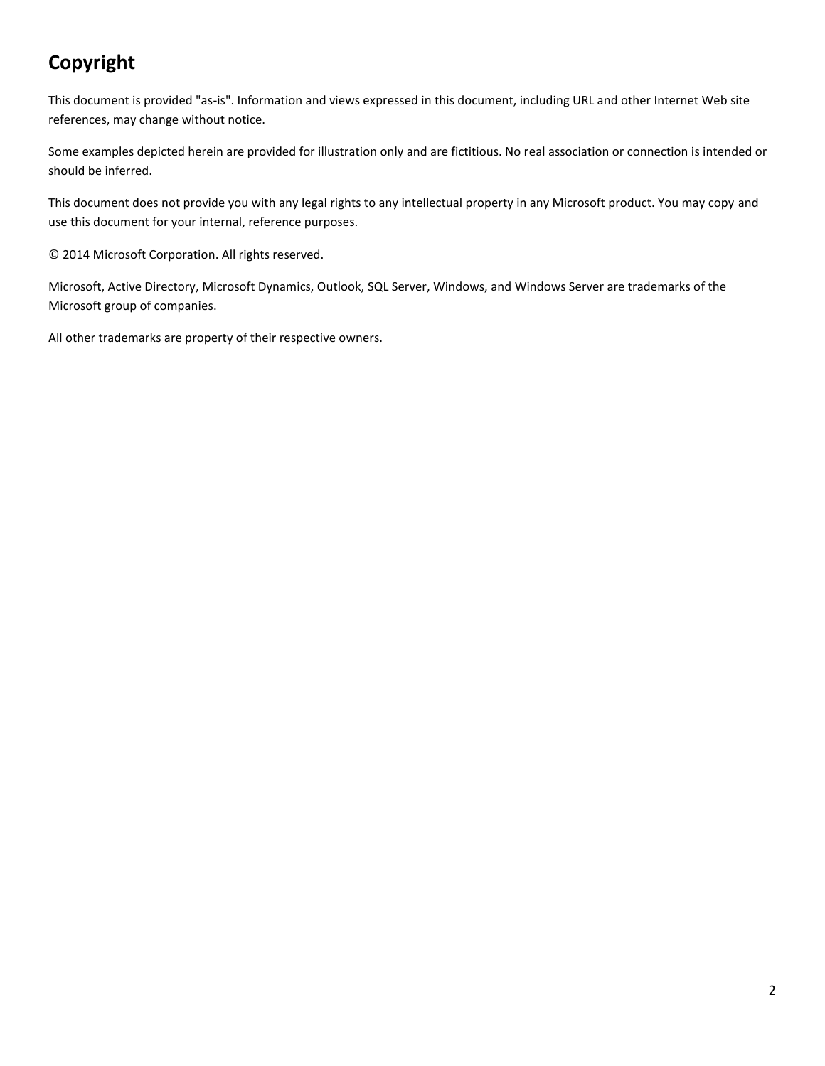# Copyright

This document is provided "as-is". Information and views expressed in this document, including URL and other Internet Web site references, may change without notice.

Some examples depicted herein are provided for illustration only and are fictitious. No real association or connection is intended or should be inferred.

This document does not provide you with any legal rights to any intellectual property in any Microsoft product. You may copy and use this document for your internal, reference purposes.

© 2014 Microsoft Corporation. All rights reserved.

Microsoft, Active Directory, Microsoft Dynamics, Outlook, SQL Server, Windows, and Windows Server are trademarks of the Microsoft group of companies.

All other trademarks are property of their respective owners.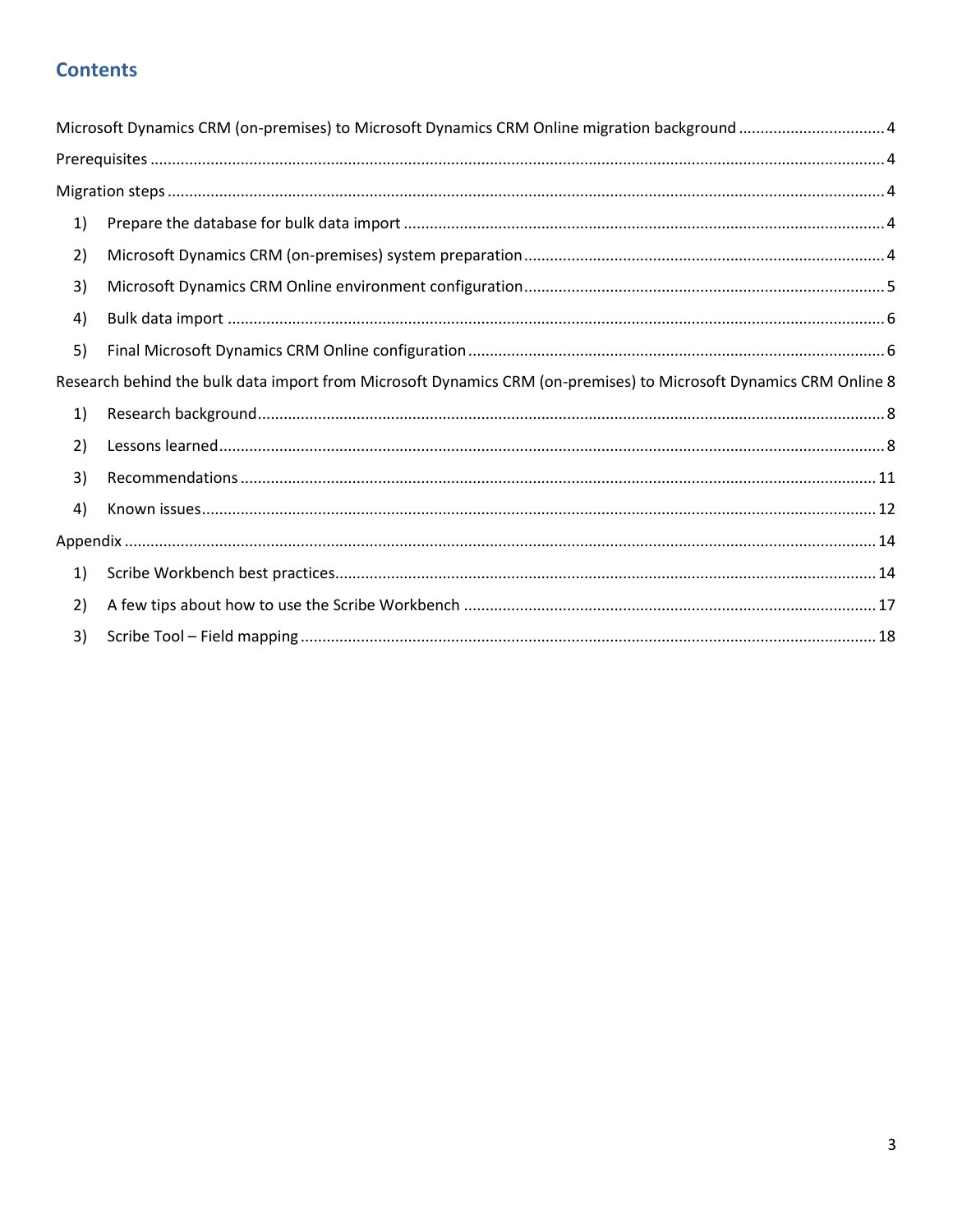## Contents

Microsoft Dynamics CRM (on-premises) to Microsoft Dynamics CRM Online migration background ..... 4

Prerequisites ..... 4

Migration steps ..... 4

1) Prepare the database for bulk data import ..... 4
2) Microsoft Dynamics CRM (on-premises) system preparation ..... 4
3) Microsoft Dynamics CRM Online environment configuration ..... 5
4) Bulk data import ..... 6
5) Final Microsoft Dynamics CRM Online configuration ..... 6

Research behind the bulk data import from Microsoft Dynamics CRM (on-premises) to Microsoft Dynamics CRM Online 8

1) Research background ..... 8
2) Lessons learned ..... 8
3) Recommendations ..... 11
4) Known issues ..... 12

Appendix ..... 14

1) Scribe Workbench best practices ..... 14
2) A few tips about how to use the Scribe Workbench ..... 17
3) Scribe Tool – Field mapping ..... 18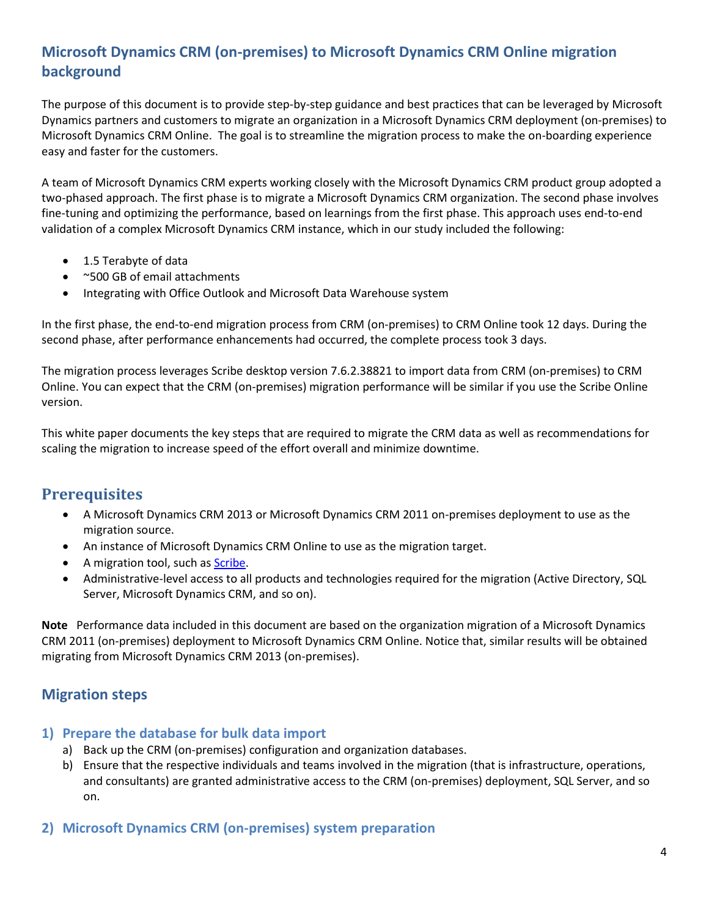## Microsoft Dynamics CRM (on-premises) to Microsoft Dynamics CRM Online migration background

The purpose of this document is to provide step-by-step guidance and best practices that can be leveraged by Microsoft Dynamics partners and customers to migrate an organization in a Microsoft Dynamics CRM deployment (on-premises) to Microsoft Dynamics CRM Online. The goal is to streamline the migration process to make the on-boarding experience easy and faster for the customers.

A team of Microsoft Dynamics CRM experts working closely with the Microsoft Dynamics CRM product group adopted a two-phased approach. The first phase is to migrate a Microsoft Dynamics CRM organization. The second phase involves fine-tuning and optimizing the performance, based on learnings from the first phase. This approach uses end-to-end validation of a complex Microsoft Dynamics CRM instance, which in our study included the following:

- 1.5 Terabyte of data
- ~500 GB of email attachments
- Integrating with Office Outlook and Microsoft Data Warehouse system

In the first phase, the end-to-end migration process from CRM (on-premises) to CRM Online took 12 days. During the second phase, after performance enhancements had occurred, the complete process took 3 days.

The migration process leverages Scribe desktop version 7.6.2.38821 to import data from CRM (on-premises) to CRM Online. You can expect that the CRM (on-premises) migration performance will be similar if you use the Scribe Online version.

This white paper documents the key steps that are required to migrate the CRM data as well as recommendations for scaling the migration to increase speed of the effort overall and minimize downtime.

## Prerequisites

- A Microsoft Dynamics CRM 2013 or Microsoft Dynamics CRM 2011 on-premises deployment to use as the migration source.
- An instance of Microsoft Dynamics CRM Online to use as the migration target.
- A migration tool, such as Scribe.
- Administrative-level access to all products and technologies required for the migration (Active Directory, SQL Server, Microsoft Dynamics CRM, and so on).

**Note** Performance data included in this document are based on the organization migration of a Microsoft Dynamics CRM 2011 (on-premises) deployment to Microsoft Dynamics CRM Online. Notice that, similar results will be obtained migrating from Microsoft Dynamics CRM 2013 (on-premises).

## Migration steps

### 1) Prepare the database for bulk data import

a) Back up the CRM (on-premises) configuration and organization databases.

b) Ensure that the respective individuals and teams involved in the migration (that is infrastructure, operations, and consultants) are granted administrative access to the CRM (on-premises) deployment, SQL Server, and so on.

### 2) Microsoft Dynamics CRM (on-premises) system preparation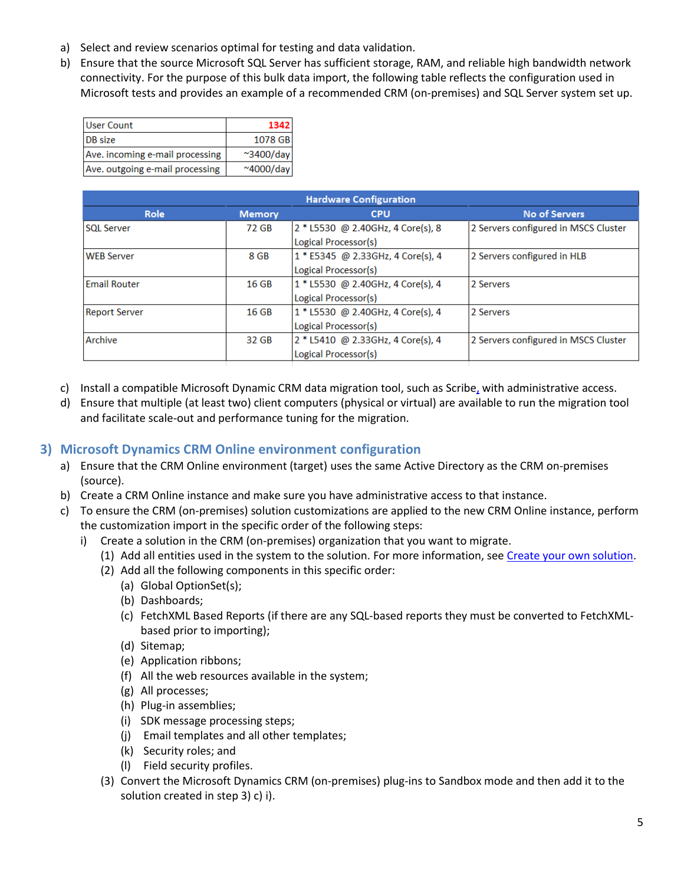a) Select and review scenarios optimal for testing and data validation.

b) Ensure that the source Microsoft SQL Server has sufficient storage, RAM, and reliable high bandwidth network connectivity. For the purpose of this bulk data import, the following table reflects the configuration used in Microsoft tests and provides an example of a recommended CRM (on-premises) and SQL Server system set up.

| | |
|---|---|
| User Count | 1342 |
| DB size | 1078 GB |
| Ave. incoming e-mail processing | ~3400/day |
| Ave. outgoing e-mail processing | ~4000/day |

| Hardware Configuration | | | |
|---|---|---|---|
| **Role** | **Memory** | **CPU** | **No of Servers** |
| SQL Server | 72 GB | 2 * L5530 @ 2.40GHz, 4 Core(s), 8 Logical Processor(s) | 2 Servers configured in MSCS Cluster |
| WEB Server | 8 GB | 1 * E5345 @ 2.33GHz, 4 Core(s), 4 Logical Processor(s) | 2 Servers configured in HLB |
| Email Router | 16 GB | 1 * L5530 @ 2.40GHz, 4 Core(s), 4 Logical Processor(s) | 2 Servers |
| Report Server | 16 GB | 1 * L5530 @ 2.40GHz, 4 Core(s), 4 Logical Processor(s) | 2 Servers |
| Archive | 32 GB | 2 * L5410 @ 2.33GHz, 4 Core(s), 4 Logical Processor(s) | 2 Servers configured in MSCS Cluster |

c) Install a compatible Microsoft Dynamic CRM data migration tool, such as Scribe, with administrative access.

d) Ensure that multiple (at least two) client computers (physical or virtual) are available to run the migration tool and facilitate scale-out and performance tuning for the migration.

## 3) Microsoft Dynamics CRM Online environment configuration

a) Ensure that the CRM Online environment (target) uses the same Active Directory as the CRM on-premises (source).

b) Create a CRM Online instance and make sure you have administrative access to that instance.

c) To ensure the CRM (on-premises) solution customizations are applied to the new CRM Online instance, perform the customization import in the specific order of the following steps:

  i) Create a solution in the CRM (on-premises) organization that you want to migrate.
  
    (1) Add all entities used in the system to the solution. For more information, see Create your own solution.
    
    (2) Add all the following components in this specific order:
    
      (a) Global OptionSet(s);
      (b) Dashboards;
      (c) FetchXML Based Reports (if there are any SQL-based reports they must be converted to FetchXML-based prior to importing);
      (d) Sitemap;
      (e) Application ribbons;
      (f) All the web resources available in the system;
      (g) All processes;
      (h) Plug-in assemblies;
      (i) SDK message processing steps;
      (j) Email templates and all other templates;
      (k) Security roles; and
      (l) Field security profiles.
      
    (3) Convert the Microsoft Dynamics CRM (on-premises) plug-ins to Sandbox mode and then add it to the solution created in step 3) c) i).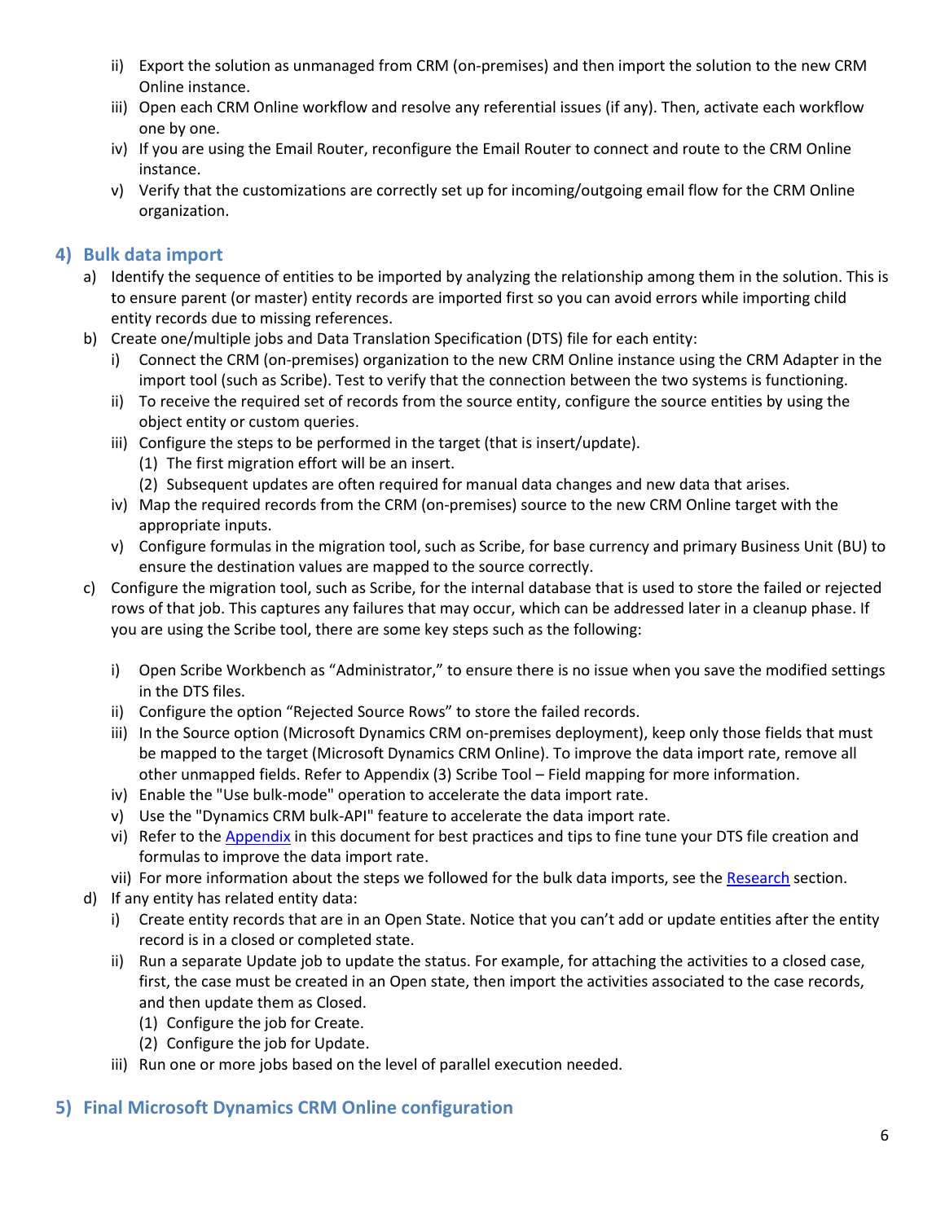ii) Export the solution as unmanaged from CRM (on-premises) and then import the solution to the new CRM Online instance.

iii) Open each CRM Online workflow and resolve any referential issues (if any). Then, activate each workflow one by one.

iv) If you are using the Email Router, reconfigure the Email Router to connect and route to the CRM Online instance.

v) Verify that the customizations are correctly set up for incoming/outgoing email flow for the CRM Online organization.

## 4) Bulk data import

a) Identify the sequence of entities to be imported by analyzing the relationship among them in the solution. This is to ensure parent (or master) entity records are imported first so you can avoid errors while importing child entity records due to missing references.

b) Create one/multiple jobs and Data Translation Specification (DTS) file for each entity:

   i) Connect the CRM (on-premises) organization to the new CRM Online instance using the CRM Adapter in the import tool (such as Scribe). Test to verify that the connection between the two systems is functioning.

   ii) To receive the required set of records from the source entity, configure the source entities by using the object entity or custom queries.

   iii) Configure the steps to be performed in the target (that is insert/update).

      (1) The first migration effort will be an insert.

      (2) Subsequent updates are often required for manual data changes and new data that arises.

   iv) Map the required records from the CRM (on-premises) source to the new CRM Online target with the appropriate inputs.

   v) Configure formulas in the migration tool, such as Scribe, for base currency and primary Business Unit (BU) to ensure the destination values are mapped to the source correctly.

c) Configure the migration tool, such as Scribe, for the internal database that is used to store the failed or rejected rows of that job. This captures any failures that may occur, which can be addressed later in a cleanup phase. If you are using the Scribe tool, there are some key steps such as the following:

   i) Open Scribe Workbench as “Administrator,” to ensure there is no issue when you save the modified settings in the DTS files.

   ii) Configure the option “Rejected Source Rows” to store the failed records.

   iii) In the Source option (Microsoft Dynamics CRM on-premises deployment), keep only those fields that must be mapped to the target (Microsoft Dynamics CRM Online). To improve the data import rate, remove all other unmapped fields. Refer to Appendix (3) Scribe Tool – Field mapping for more information.

   iv) Enable the "Use bulk-mode" operation to accelerate the data import rate.

   v) Use the "Dynamics CRM bulk-API" feature to accelerate the data import rate.

   vi) Refer to the Appendix in this document for best practices and tips to fine tune your DTS file creation and formulas to improve the data import rate.

   vii) For more information about the steps we followed for the bulk data imports, see the Research section.

d) If any entity has related entity data:

   i) Create entity records that are in an Open State. Notice that you can’t add or update entities after the entity record is in a closed or completed state.

   ii) Run a separate Update job to update the status. For example, for attaching the activities to a closed case, first, the case must be created in an Open state, then import the activities associated to the case records, and then update them as Closed.

      (1) Configure the job for Create.

      (2) Configure the job for Update.

   iii) Run one or more jobs based on the level of parallel execution needed.

## 5) Final Microsoft Dynamics CRM Online configuration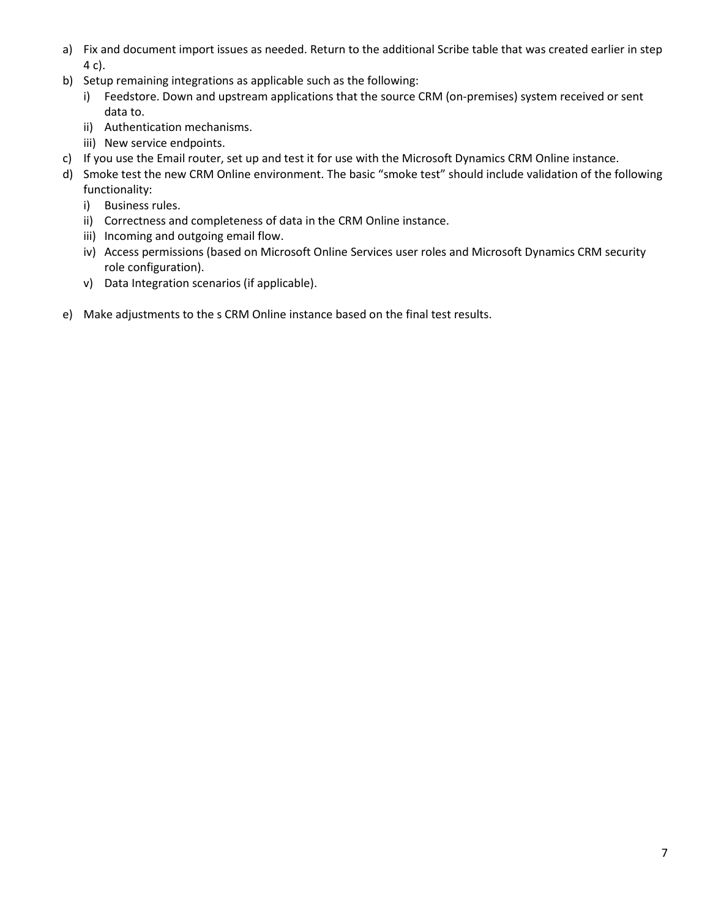a) Fix and document import issues as needed. Return to the additional Scribe table that was created earlier in step 4 c).
b) Setup remaining integrations as applicable such as the following:
   i) Feedstore. Down and upstream applications that the source CRM (on-premises) system received or sent data to.
   ii) Authentication mechanisms.
   iii) New service endpoints.
c) If you use the Email router, set up and test it for use with the Microsoft Dynamics CRM Online instance.
d) Smoke test the new CRM Online environment. The basic "smoke test" should include validation of the following functionality:
   i) Business rules.
   ii) Correctness and completeness of data in the CRM Online instance.
   iii) Incoming and outgoing email flow.
   iv) Access permissions (based on Microsoft Online Services user roles and Microsoft Dynamics CRM security role configuration).
   v) Data Integration scenarios (if applicable).

e) Make adjustments to the s CRM Online instance based on the final test results.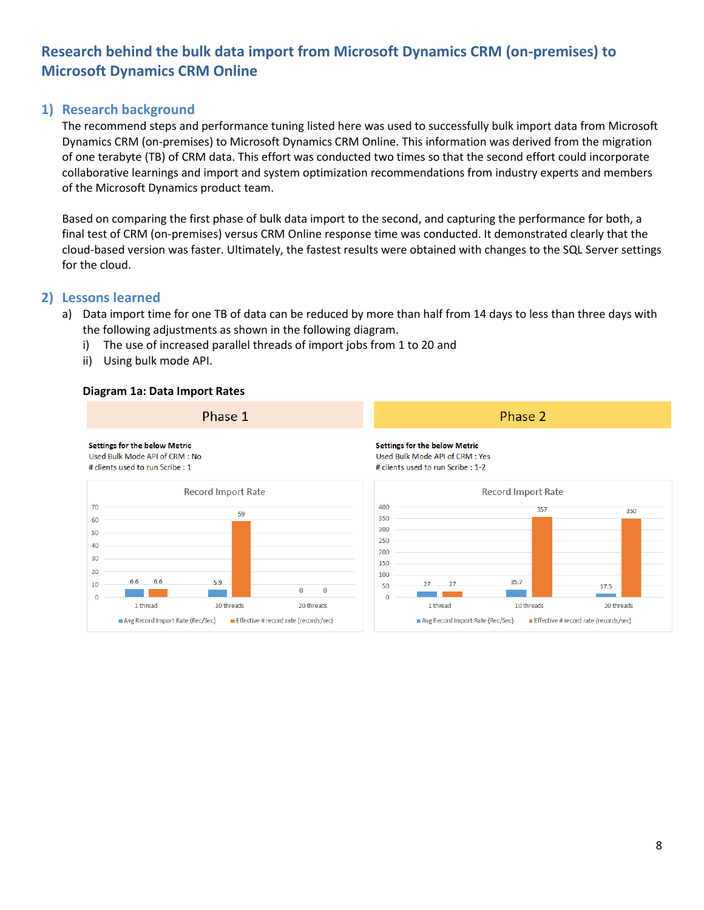# Research behind the bulk data import from Microsoft Dynamics CRM (on-premises) to Microsoft Dynamics CRM Online

## 1) Research background

The recommend steps and performance tuning listed here was used to successfully bulk import data from Microsoft Dynamics CRM (on-premises) to Microsoft Dynamics CRM Online. This information was derived from the migration of one terabyte (TB) of CRM data. This effort was conducted two times so that the second effort could incorporate collaborative learnings and import and system optimization recommendations from industry experts and members of the Microsoft Dynamics product team.

Based on comparing the first phase of bulk data import to the second, and capturing the performance for both, a final test of CRM (on-premises) versus CRM Online response time was conducted. It demonstrated clearly that the cloud-based version was faster. Ultimately, the fastest results were obtained with changes to the SQL Server settings for the cloud.

## 2) Lessons learned

a) Data import time for one TB of data can be reduced by more than half from 14 days to less than three days with the following adjustments as shown in the following diagram.
   i) The use of increased parallel threads of import jobs from 1 to 20 and
   ii) Using bulk mode API.

**Diagram 1a: Data Import Rates**

**Phase 1**

Settings for the below Metric
Used Bulk Mode API of CRM : No
# clients used to run Scribe : 1

Record Import Rate

| | Avg Record Import Rate (Rec/Sec) | Effective # record rate (records/sec) |
|---|---|---|
| 1 thread | 6.6 | 6.6 |
| 10 threads | 5.9 | 59 |
| 20 threads | 0 | 0 |

**Phase 2**

Settings for the below Metric
Used Bulk Mode API of CRM : Yes
# clients used to run Scribe : 1-2

Record Import Rate

| | Avg Record Import Rate (Rec/Sec) | Effective # record rate (records/sec) |
|---|---|---|
| 1 thread | 27 | 27 |
| 10 threads | 35.7 | 357 |
| 20 threads | 17.5 | 350 |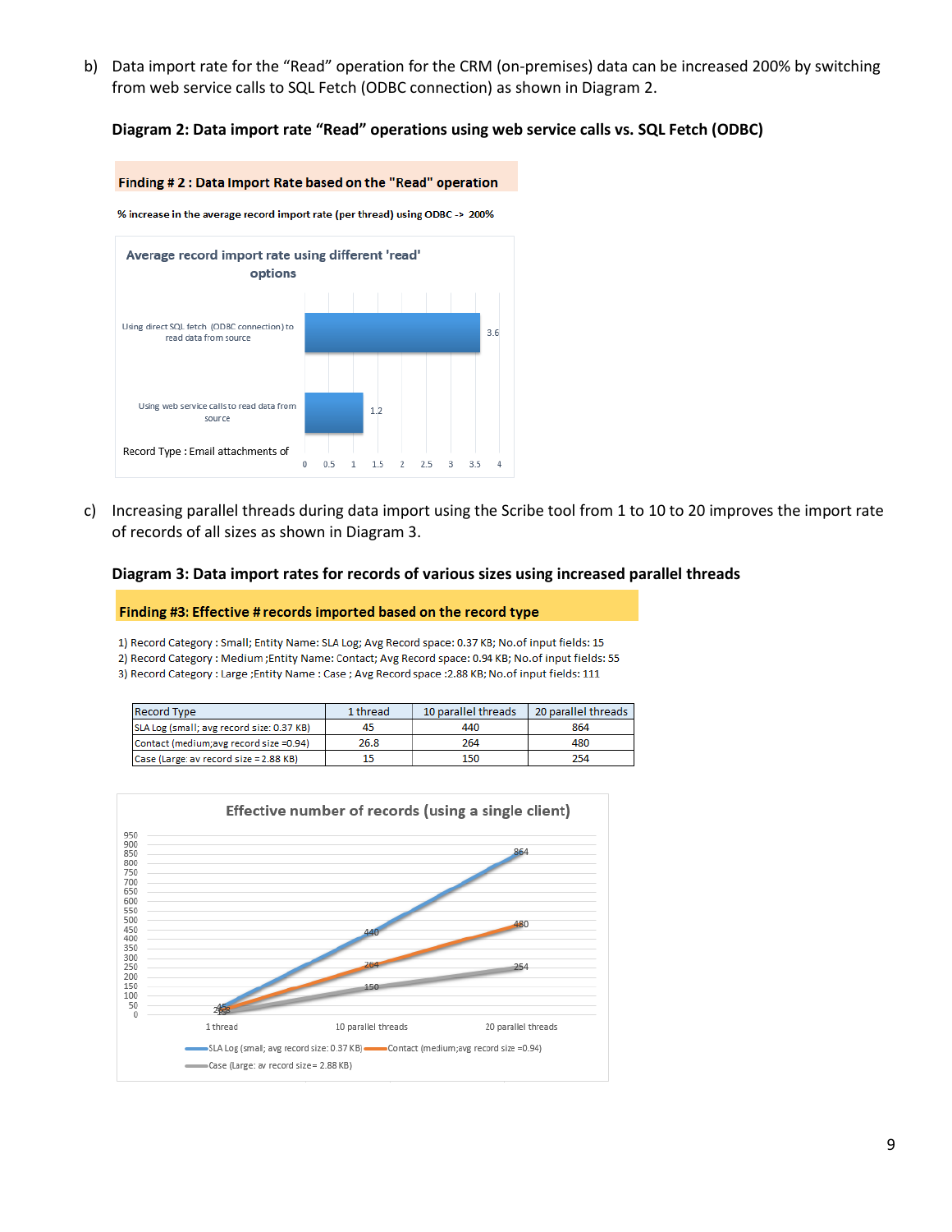b) Data import rate for the "Read" operation for the CRM (on-premises) data can be increased 200% by switching from web service calls to SQL Fetch (ODBC connection) as shown in Diagram 2.

**Diagram 2: Data import rate "Read" operations using web service calls vs. SQL Fetch (ODBC)**

**Finding # 2 : Data Import Rate based on the "Read" operation**

**% increase in the average record import rate (per thread) using ODBC -> 200%**

Average record import rate using different 'read' options

| Record Type : Email attachments of | Average record import rate |
|---|---|
| Using direct SQL fetch (ODBC connection) to read data from source | 3.6 |
| Using web service calls to read data from source | 1.2 |

c) Increasing parallel threads during data import using the Scribe tool from 1 to 10 to 20 improves the import rate of records of all sizes as shown in Diagram 3.

**Diagram 3: Data import rates for records of various sizes using increased parallel threads**

**Finding #3: Effective # records imported based on the record type**

1) Record Category : Small; Entity Name: SLA Log; Avg Record space: 0.37 KB; No.of input fields: 15
2) Record Category : Medium ;Entity Name: Contact; Avg Record space: 0.94 KB; No.of input fields: 55
3) Record Category : Large ;Entity Name : Case ; Avg Record space :2.88 KB; No.of input fields: 111

| Record Type | 1 thread | 10 parallel threads | 20 parallel threads |
|---|---|---|---|
| SLA Log (small; avg record size: 0.37 KB) | 45 | 440 | 864 |
| Contact (medium;avg record size =0.94) | 26.8 | 264 | 480 |
| Case (Large: av record size = 2.88 KB) | 15 | 150 | 254 |

Effective number of records (using a single client)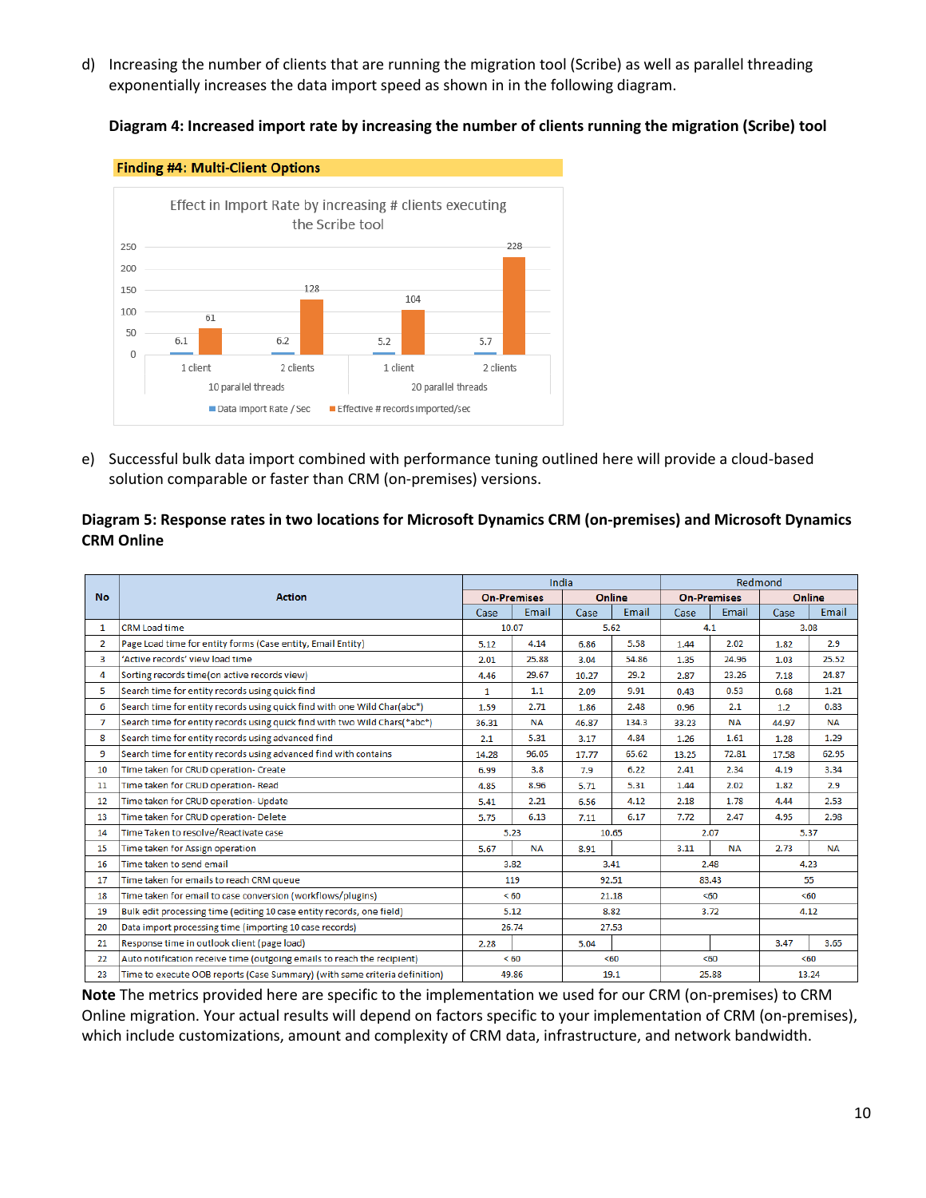d) Increasing the number of clients that are running the migration tool (Scribe) as well as parallel threading exponentially increases the data import speed as shown in in the following diagram.

**Diagram 4: Increased import rate by increasing the number of clients running the migration (Scribe) tool**

**Finding #4: Multi-Client Options**

Effect in Import Rate by increasing # clients executing the Scribe tool

| | 10 parallel threads | | 20 parallel threads | |
|---|---|---|---|---|
| | 1 client | 2 clients | 1 client | 2 clients |
| Data Import Rate / Sec | 6.1 | 6.2 | 5.2 | 5.7 |
| Effective # records imported/sec | 61 | 128 | 104 | 228 |

e) Successful bulk data import combined with performance tuning outlined here will provide a cloud-based solution comparable or faster than CRM (on-premises) versions.

**Diagram 5: Response rates in two locations for Microsoft Dynamics CRM (on-premises) and Microsoft Dynamics CRM Online**

| No | Action | India | | | | Redmond | | | |
|---|---|---|---|---|---|---|---|---|---|
| | | On-Premises | | Online | | On-Premises | | Online | |
| | | Case | Email | Case | Email | Case | Email | Case | Email |
| 1 | CRM Load time | 10.07 | | 5.62 | | 4.1 | | 3.08 | |
| 2 | Page Load time for entity forms (Case entity, Email Entity) | 5.12 | 4.14 | 6.86 | 5.58 | 1.44 | 2.02 | 1.82 | 2.9 |
| 3 | 'Active records' view load time | 2.01 | 25.88 | 3.04 | 54.86 | 1.35 | 24.96 | 1.03 | 25.52 |
| 4 | Sorting records time(on active records view) | 4.46 | 29.67 | 10.27 | 29.2 | 2.87 | 23.26 | 7.18 | 24.87 |
| 5 | Search time for entity records using quick find | 1 | 1.1 | 2.09 | 9.91 | 0.43 | 0.53 | 0.68 | 1.21 |
| 6 | Search time for entity records using quick find with one Wild Char(abc*) | 1.59 | 2.71 | 1.86 | 2.48 | 0.96 | 2.1 | 1.2 | 0.83 |
| 7 | Search time for entity records using quick find with two Wild Chars(*abc*) | 36.31 | NA | 46.87 | 134.3 | 33.23 | NA | 44.97 | NA |
| 8 | Search time for entity records using advanced find | 2.1 | 5.31 | 3.17 | 4.84 | 1.26 | 1.61 | 1.28 | 1.29 |
| 9 | Search time for entity records using advanced find with contains | 14.28 | 96.05 | 17.77 | 65.62 | 13.25 | 72.81 | 17.58 | 62.95 |
| 10 | Time taken for CRUD operation- Create | 6.99 | 3.8 | 7.9 | 6.22 | 2.41 | 2.34 | 4.19 | 3.34 |
| 11 | Time taken for CRUD operation- Read | 4.85 | 8.96 | 5.71 | 5.31 | 1.44 | 2.02 | 1.82 | 2.9 |
| 12 | Time taken for CRUD operation- Update | 5.41 | 2.21 | 6.56 | 4.12 | 2.18 | 1.78 | 4.44 | 2.53 |
| 13 | Time taken for CRUD operation- Delete | 5.75 | 6.13 | 7.11 | 6.17 | 7.72 | 2.47 | 4.95 | 2.98 |
| 14 | Time Taken to resolve/Reactivate case | 5.23 | | 10.65 | | 2.07 | | 5.37 | |
| 15 | Time taken for Assign operation | 5.67 | NA | 8.91 | | 3.11 | NA | 2.73 | NA |
| 16 | Time taken to send email | 3.82 | | 3.41 | | 2.48 | | 4.23 | |
| 17 | Time taken for emails to reach CRM queue | 119 | | 92.51 | | 83.43 | | 55 | |
| 18 | Time taken for email to case conversion (workflows/plugins) | < 60 | | 21.18 | | <60 | | <60 | |
| 19 | Bulk edit processing time (editing 10 case entity records, one field) | 5.12 | | 8.82 | | 3.72 | | 4.12 | |
| 20 | Data import processing time (importing 10 case records) | 26.74 | | 27.53 | | | | | |
| 21 | Response time in outlook client (page load) | 2.28 | | 5.04 | | | | 3.47 | 3.65 |
| 22 | Auto notification receive time (outgoing emails to reach the recipient) | < 60 | | <60 | | <60 | | <60 | |
| 23 | Time to execute OOB reports (Case Summary) (with same criteria definition) | 49.86 | | 19.1 | | 25.88 | | 13.24 | |

**Note** The metrics provided here are specific to the implementation we used for our CRM (on-premises) to CRM Online migration. Your actual results will depend on factors specific to your implementation of CRM (on-premises), which include customizations, amount and complexity of CRM data, infrastructure, and network bandwidth.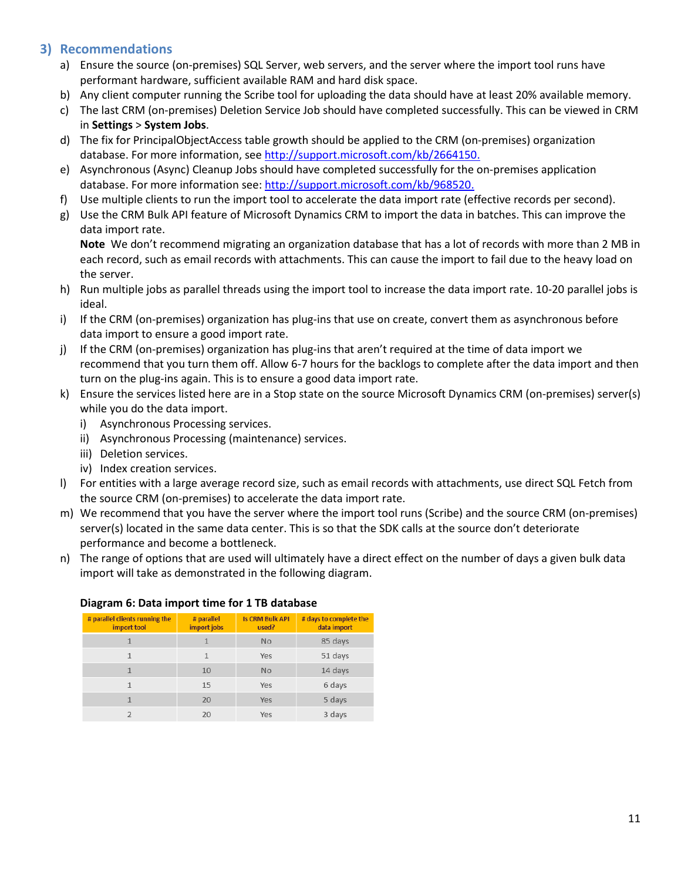## 3) Recommendations

a) Ensure the source (on-premises) SQL Server, web servers, and the server where the import tool runs have performant hardware, sufficient available RAM and hard disk space.

b) Any client computer running the Scribe tool for uploading the data should have at least 20% available memory.

c) The last CRM (on-premises) Deletion Service Job should have completed successfully. This can be viewed in CRM in **Settings** > **System Jobs**.

d) The fix for PrincipalObjectAccess table growth should be applied to the CRM (on-premises) organization database. For more information, see [http://support.microsoft.com/kb/2664150.](http://support.microsoft.com/kb/2664150)

e) Asynchronous (Async) Cleanup Jobs should have completed successfully for the on-premises application database. For more information see: [http://support.microsoft.com/kb/968520.](http://support.microsoft.com/kb/968520)

f) Use multiple clients to run the import tool to accelerate the data import rate (effective records per second).

g) Use the CRM Bulk API feature of Microsoft Dynamics CRM to import the data in batches. This can improve the data import rate.

   **Note** We don't recommend migrating an organization database that has a lot of records with more than 2 MB in each record, such as email records with attachments. This can cause the import to fail due to the heavy load on the server.

h) Run multiple jobs as parallel threads using the import tool to increase the data import rate. 10-20 parallel jobs is ideal.

i) If the CRM (on-premises) organization has plug-ins that use on create, convert them as asynchronous before data import to ensure a good import rate.

j) If the CRM (on-premises) organization has plug-ins that aren't required at the time of data import we recommend that you turn them off. Allow 6-7 hours for the backlogs to complete after the data import and then turn on the plug-ins again. This is to ensure a good data import rate.

k) Ensure the services listed here are in a Stop state on the source Microsoft Dynamics CRM (on-premises) server(s) while you do the data import.
   i) Asynchronous Processing services.
   ii) Asynchronous Processing (maintenance) services.
   iii) Deletion services.
   iv) Index creation services.

l) For entities with a large average record size, such as email records with attachments, use direct SQL Fetch from the source CRM (on-premises) to accelerate the data import rate.

m) We recommend that you have the server where the import tool runs (Scribe) and the source CRM (on-premises) server(s) located in the same data center. This is so that the SDK calls at the source don't deteriorate performance and become a bottleneck.

n) The range of options that are used will ultimately have a direct effect on the number of days a given bulk data import will take as demonstrated in the following diagram.

**Diagram 6: Data import time for 1 TB database**

| # parallel clients running the import tool | # parallel import jobs | Is CRM Bulk API used? | # days to complete the data import |
|---|---|---|---|
| 1 | 1 | No | 85 days |
| 1 | 1 | Yes | 51 days |
| 1 | 10 | No | 14 days |
| 1 | 15 | Yes | 6 days |
| 1 | 20 | Yes | 5 days |
| 2 | 20 | Yes | 3 days |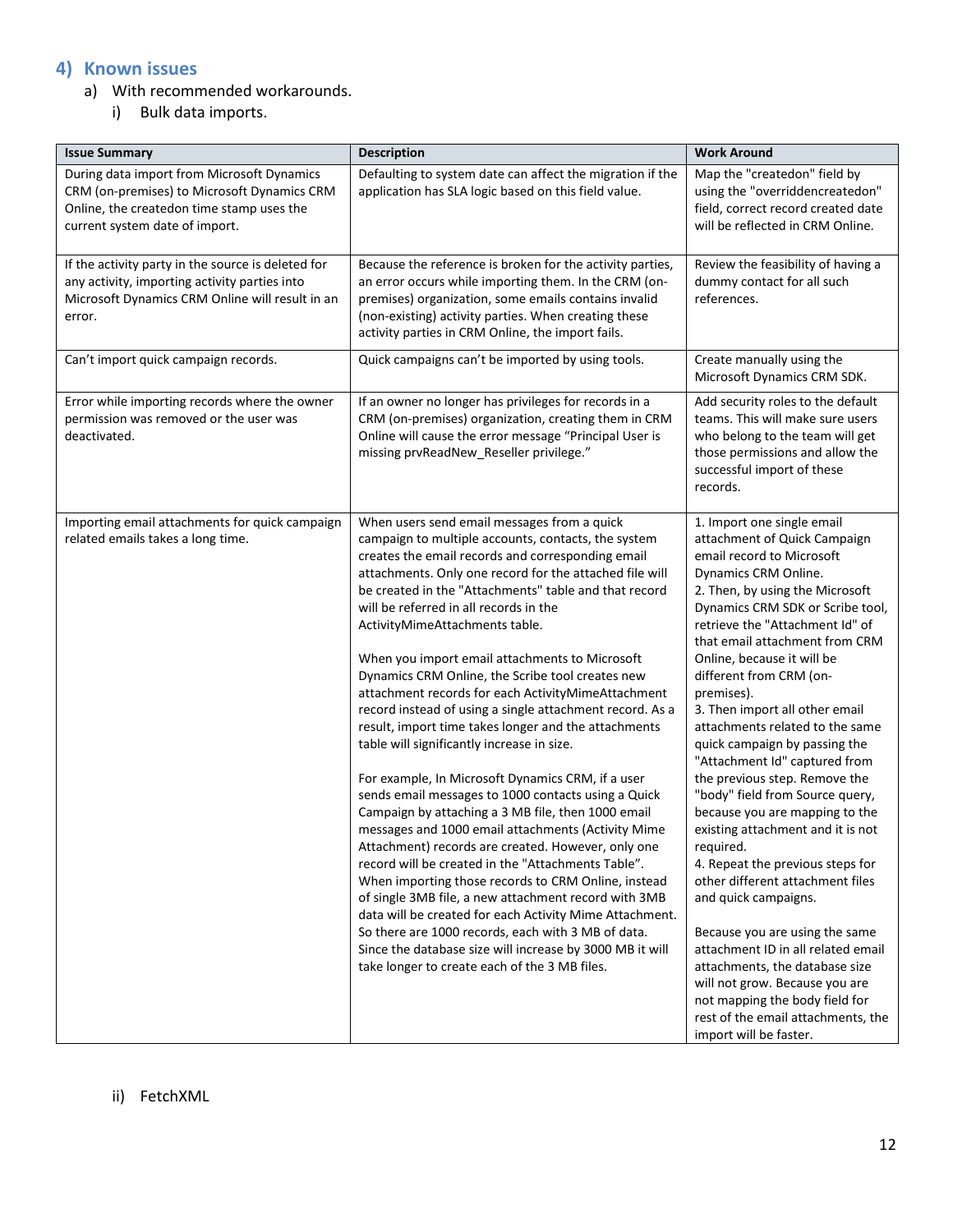## 4) Known issues

a) With recommended workarounds.

i) Bulk data imports.

| Issue Summary | Description | Work Around |
|---|---|---|
| During data import from Microsoft Dynamics CRM (on-premises) to Microsoft Dynamics CRM Online, the createdon time stamp uses the current system date of import. | Defaulting to system date can affect the migration if the application has SLA logic based on this field value. | Map the "createdon" field by using the "overriddencreatedon" field, correct record created date will be reflected in CRM Online. |
| If the activity party in the source is deleted for any activity, importing activity parties into Microsoft Dynamics CRM Online will result in an error. | Because the reference is broken for the activity parties, an error occurs while importing them. In the CRM (on-premises) organization, some emails contains invalid (non-existing) activity parties. When creating these activity parties in CRM Online, the import fails. | Review the feasibility of having a dummy contact for all such references. |
| Can't import quick campaign records. | Quick campaigns can't be imported by using tools. | Create manually using the Microsoft Dynamics CRM SDK. |
| Error while importing records where the owner permission was removed or the user was deactivated. | If an owner no longer has privileges for records in a CRM (on-premises) organization, creating them in CRM Online will cause the error message "Principal User is missing prvReadNew_Reseller privilege." | Add security roles to the default teams. This will make sure users who belong to the team will get those permissions and allow the successful import of these records. |
| Importing email attachments for quick campaign related emails takes a long time. | When users send email messages from a quick campaign to multiple accounts, contacts, the system creates the email records and corresponding email attachments. Only one record for the attached file will be created in the "Attachments" table and that record will be referred in all records in the ActivityMimeAttachments table.<br><br>When you import email attachments to Microsoft Dynamics CRM Online, the Scribe tool creates new attachment records for each ActivityMimeAttachment record instead of using a single attachment record. As a result, import time takes longer and the attachments table will significantly increase in size.<br><br>For example, In Microsoft Dynamics CRM, if a user sends email messages to 1000 contacts using a Quick Campaign by attaching a 3 MB file, then 1000 email messages and 1000 email attachments (Activity Mime Attachment) records are created. However, only one record will be created in the "Attachments Table". When importing those records to CRM Online, instead of single 3MB file, a new attachment record with 3MB data will be created for each Activity Mime Attachment. So there are 1000 records, each with 3 MB of data. Since the database size will increase by 3000 MB it will take longer to create each of the 3 MB files. | 1. Import one single email attachment of Quick Campaign email record to Microsoft Dynamics CRM Online.<br>2. Then, by using the Microsoft Dynamics CRM SDK or Scribe tool, retrieve the "Attachment Id" of that email attachment from CRM Online, because it will be different from CRM (on-premises).<br>3. Then import all other email attachments related to the same quick campaign by passing the "Attachment Id" captured from the previous step. Remove the "body" field from Source query, because you are mapping to the existing attachment and it is not required.<br>4. Repeat the previous steps for other different attachment files and quick campaigns.<br><br>Because you are using the same attachment ID in all related email attachments, the database size will not grow. Because you are not mapping the body field for rest of the email attachments, the import will be faster. |

ii) FetchXML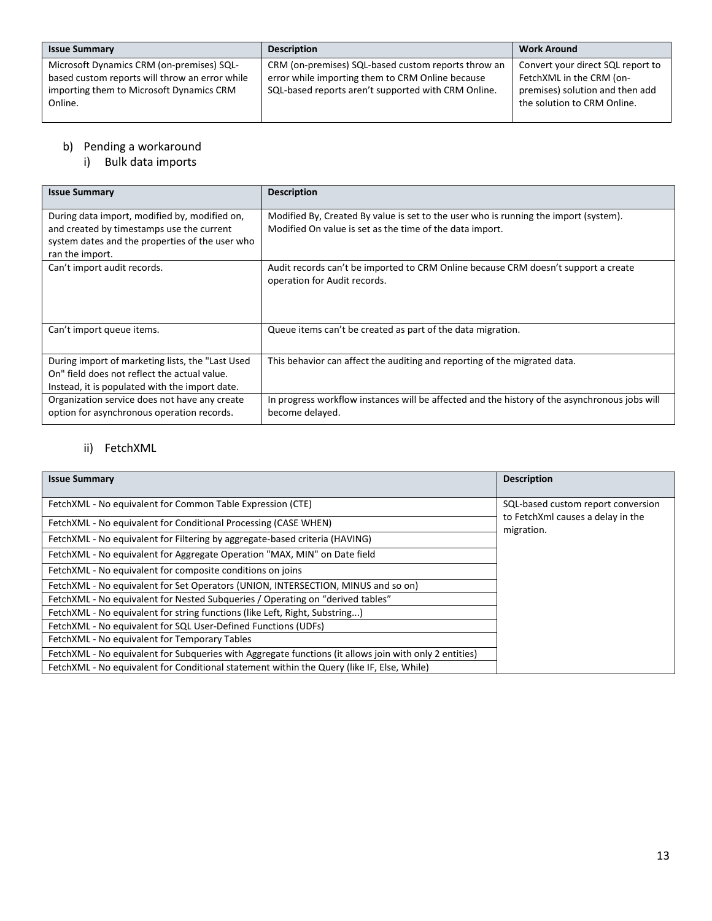| Issue Summary | Description | Work Around |
|---|---|---|
| Microsoft Dynamics CRM (on-premises) SQL-based custom reports will throw an error while importing them to Microsoft Dynamics CRM Online. | CRM (on-premises) SQL-based custom reports throw an error while importing them to CRM Online because SQL-based reports aren't supported with CRM Online. | Convert your direct SQL report to FetchXML in the CRM (on-premises) solution and then add the solution to CRM Online. |

b) Pending a workaround

i) Bulk data imports

| Issue Summary | Description |
|---|---|
| During data import, modified by, modified on, and created by timestamps use the current system dates and the properties of the user who ran the import. | Modified By, Created By value is set to the user who is running the import (system). Modified On value is set as the time of the data import. |
| Can't import audit records. | Audit records can't be imported to CRM Online because CRM doesn't support a create operation for Audit records. |
| Can't import queue items. | Queue items can't be created as part of the data migration. |
| During import of marketing lists, the "Last Used On" field does not reflect the actual value. Instead, it is populated with the import date. | This behavior can affect the auditing and reporting of the migrated data. |
| Organization service does not have any create option for asynchronous operation records. | In progress workflow instances will be affected and the history of the asynchronous jobs will become delayed. |

ii) FetchXML

| Issue Summary | Description |
|---|---|
| FetchXML - No equivalent for Common Table Expression (CTE) | SQL-based custom report conversion to FetchXml causes a delay in the migration. |
| FetchXML - No equivalent for Conditional Processing (CASE WHEN) | |
| FetchXML - No equivalent for Filtering by aggregate-based criteria (HAVING) | |
| FetchXML - No equivalent for Aggregate Operation "MAX, MIN" on Date field | |
| FetchXML - No equivalent for composite conditions on joins | |
| FetchXML - No equivalent for Set Operators (UNION, INTERSECTION, MINUS and so on) | |
| FetchXML - No equivalent for Nested Subqueries / Operating on "derived tables" | |
| FetchXML - No equivalent for string functions (like Left, Right, Substring...) | |
| FetchXML - No equivalent for SQL User-Defined Functions (UDFs) | |
| FetchXML - No equivalent for Temporary Tables | |
| FetchXML - No equivalent for Subqueries with Aggregate functions (it allows join with only 2 entities) | |
| FetchXML - No equivalent for Conditional statement within the Query (like IF, Else, While) | |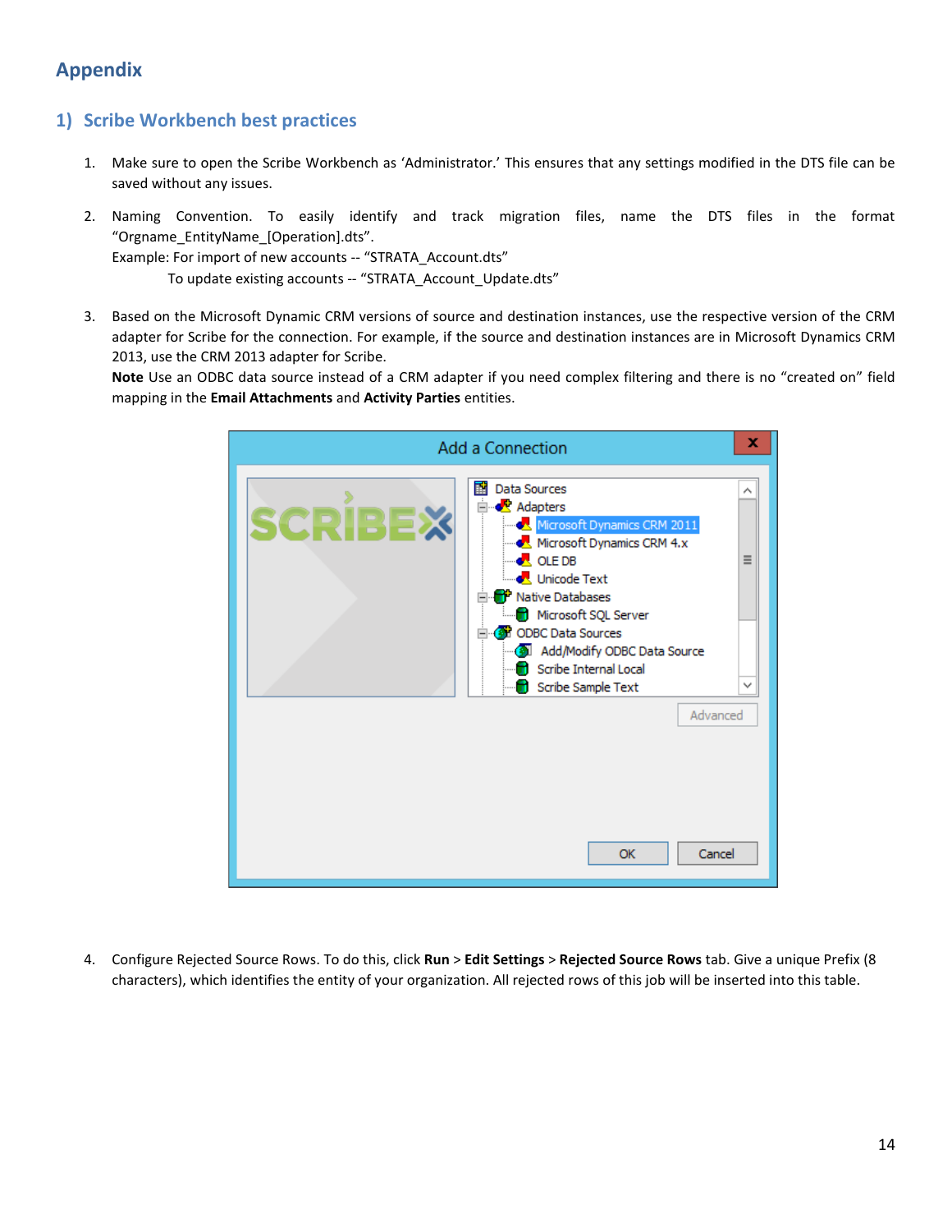# Appendix

## 1) Scribe Workbench best practices

1. Make sure to open the Scribe Workbench as 'Administrator.' This ensures that any settings modified in the DTS file can be saved without any issues.

2. Naming Convention. To easily identify and track migration files, name the DTS files in the format "Orgname_EntityName_[Operation].dts".
   Example: For import of new accounts -- "STRATA_Account.dts"
   To update existing accounts -- "STRATA_Account_Update.dts"

3. Based on the Microsoft Dynamic CRM versions of source and destination instances, use the respective version of the CRM adapter for Scribe for the connection. For example, if the source and destination instances are in Microsoft Dynamics CRM 2013, use the CRM 2013 adapter for Scribe.
   **Note** Use an ODBC data source instead of a CRM adapter if you need complex filtering and there is no "created on" field mapping in the **Email Attachments** and **Activity Parties** entities.

4. Configure Rejected Source Rows. To do this, click **Run** > **Edit Settings** > **Rejected Source Rows** tab. Give a unique Prefix (8 characters), which identifies the entity of your organization. All rejected rows of this job will be inserted into this table.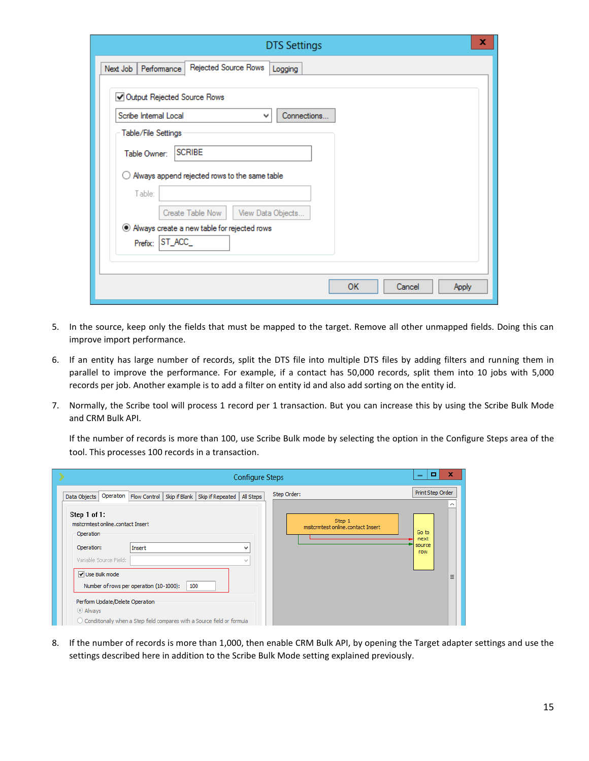5. In the source, keep only the fields that must be mapped to the target. Remove all other unmapped fields. Doing this can improve import performance.

6. If an entity has large number of records, split the DTS file into multiple DTS files by adding filters and running them in parallel to improve the performance. For example, if a contact has 50,000 records, split them into 10 jobs with 5,000 records per job. Another example is to add a filter on entity id and also add sorting on the entity id.

7. Normally, the Scribe tool will process 1 record per 1 transaction. But you can increase this by using the Scribe Bulk Mode and CRM Bulk API.

   If the number of records is more than 100, use Scribe Bulk mode by selecting the option in the Configure Steps area of the tool. This processes 100 records in a transaction.

8. If the number of records is more than 1,000, then enable CRM Bulk API, by opening the Target adapter settings and use the settings described here in addition to the Scribe Bulk Mode setting explained previously.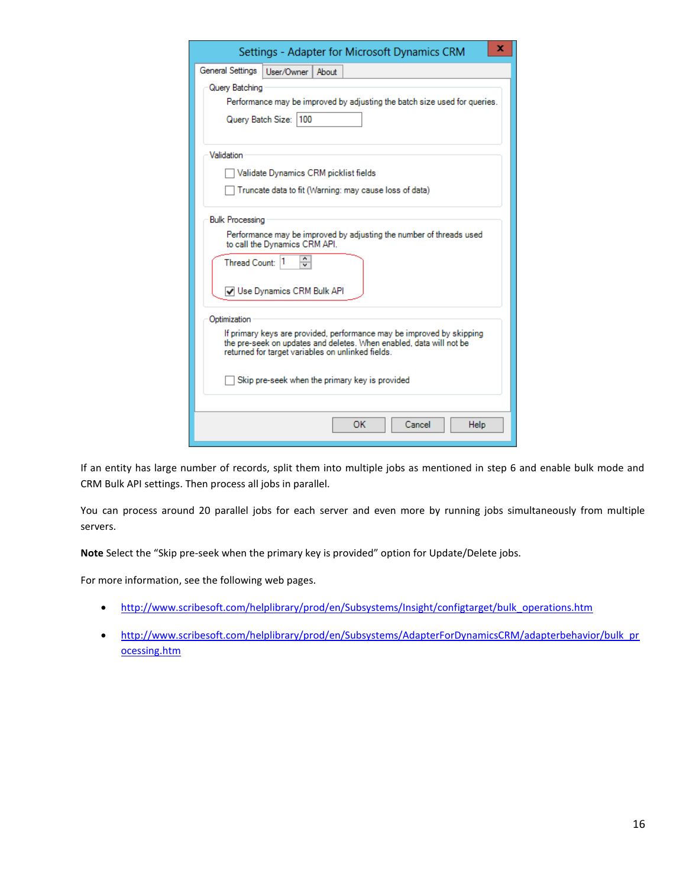If an entity has large number of records, split them into multiple jobs as mentioned in step 6 and enable bulk mode and CRM Bulk API settings. Then process all jobs in parallel.

You can process around 20 parallel jobs for each server and even more by running jobs simultaneously from multiple servers.

**Note** Select the “Skip pre-seek when the primary key is provided” option for Update/Delete jobs.

For more information, see the following web pages.

- http://www.scribesoft.com/helplibrary/prod/en/Subsystems/Insight/configtarget/bulk_operations.htm
- http://www.scribesoft.com/helplibrary/prod/en/Subsystems/AdapterForDynamicsCRM/adapterbehavior/bulk_processing.htm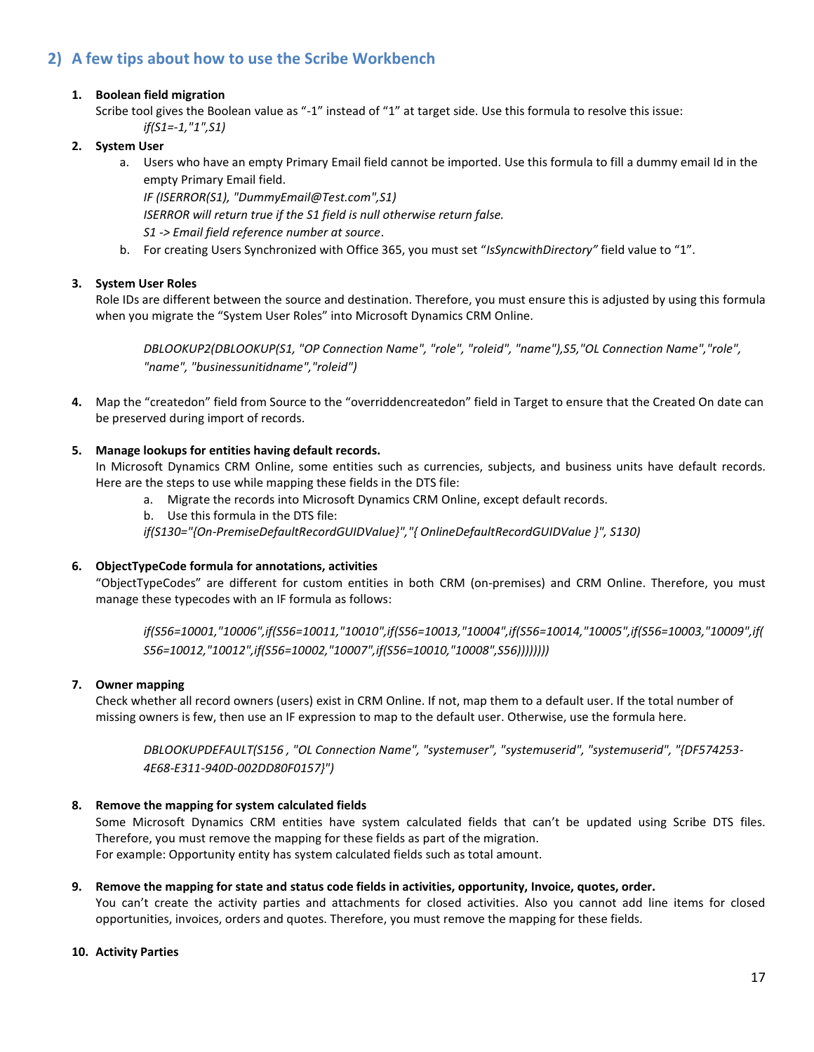## 2) A few tips about how to use the Scribe Workbench

1. **Boolean field migration**
   Scribe tool gives the Boolean value as "-1" instead of "1" at target side. Use this formula to resolve this issue:
   *if(S1=-1,"1",S1)*

2. **System User**
   a. Users who have an empty Primary Email field cannot be imported. Use this formula to fill a dummy email Id in the empty Primary Email field.
      *IF (ISERROR(S1), "DummyEmail@Test.com",S1)*
      *ISERROR will return true if the S1 field is null otherwise return false.*
      *S1 -> Email field reference number at source*.
   b. For creating Users Synchronized with Office 365, you must set "*IsSyncwithDirectory"* field value to "1".

3. **System User Roles**
   Role IDs are different between the source and destination. Therefore, you must ensure this is adjusted by using this formula when you migrate the "System User Roles" into Microsoft Dynamics CRM Online.

   *DBLOOKUP2(DBLOOKUP(S1, "OP Connection Name", "role", "roleid", "name"),S5,"OL Connection Name","role", "name", "businessunitidname","roleid")*

4. Map the "createdon" field from Source to the "overriddencreatedon" field in Target to ensure that the Created On date can be preserved during import of records.

5. **Manage lookups for entities having default records.**
   In Microsoft Dynamics CRM Online, some entities such as currencies, subjects, and business units have default records. Here are the steps to use while mapping these fields in the DTS file:
   a. Migrate the records into Microsoft Dynamics CRM Online, except default records.
   b. Use this formula in the DTS file:
   *if(S130="{On-PremiseDefaultRecordGUIDValue}","{ OnlineDefaultRecordGUIDValue }", S130)*

6. **ObjectTypeCode formula for annotations, activities**
   "ObjectTypeCodes" are different for custom entities in both CRM (on-premises) and CRM Online. Therefore, you must manage these typecodes with an IF formula as follows:

   *if(S56=10001,"10006",if(S56=10011,"10010",if(S56=10013,"10004",if(S56=10014,"10005",if(S56=10003,"10009",if( S56=10012,"10012",if(S56=10002,"10007",if(S56=10010,"10008",S56))))))))*

7. **Owner mapping**
   Check whether all record owners (users) exist in CRM Online. If not, map them to a default user. If the total number of missing owners is few, then use an IF expression to map to the default user. Otherwise, use the formula here.

   *DBLOOKUPDEFAULT(S156 , "OL Connection Name", "systemuser", "systemuserid", "systemuserid", "{DF574253-4E68-E311-940D-002DD80F0157}")*

8. **Remove the mapping for system calculated fields**
   Some Microsoft Dynamics CRM entities have system calculated fields that can't be updated using Scribe DTS files. Therefore, you must remove the mapping for these fields as part of the migration.
   For example: Opportunity entity has system calculated fields such as total amount.

9. **Remove the mapping for state and status code fields in activities, opportunity, Invoice, quotes, order.**
   You can't create the activity parties and attachments for closed activities. Also you cannot add line items for closed opportunities, invoices, orders and quotes. Therefore, you must remove the mapping for these fields.

10. **Activity Parties**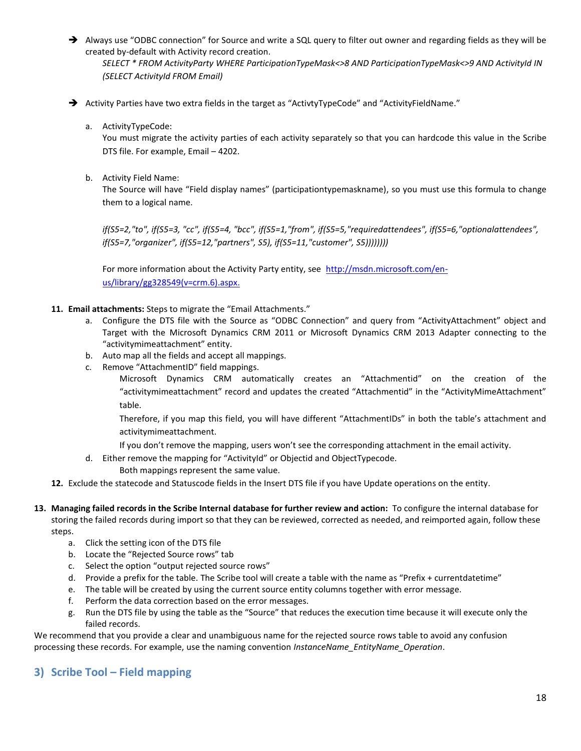- ➔ Always use “ODBC connection” for Source and write a SQL query to filter out owner and regarding fields as they will be created by-default with Activity record creation.

  *SELECT * FROM ActivityParty WHERE ParticipationTypeMask<>8 AND ParticipationTypeMask<>9 AND ActivityId IN (SELECT ActivityId FROM Email)*

- ➔ Activity Parties have two extra fields in the target as “ActivtyTypeCode” and “ActivityFieldName.”

  a. ActivityTypeCode:
     You must migrate the activity parties of each activity separately so that you can hardcode this value in the Scribe DTS file. For example, Email – 4202.

  b. Activity Field Name:
     The Source will have “Field display names” (participationtypemaskname), so you must use this formula to change them to a logical name.

     *if(S5=2,"to", if(S5=3, "cc", if(S5=4, "bcc", if(S5=1,"from", if(S5=5,"requiredattendees", if(S5=6,"optionalattendees", if(S5=7,"organizer", if(S5=12,"partners", S5), if(S5=11,"customer", S5))))))))*

     For more information about the Activity Party entity, see [http://msdn.microsoft.com/en-us/library/gg328549(v=crm.6).aspx.](http://msdn.microsoft.com/en-us/library/gg328549(v=crm.6).aspx)

11. **Email attachments:** Steps to migrate the “Email Attachments.”
    a. Configure the DTS file with the Source as “ODBC Connection” and query from “ActivityAttachment” object and Target with the Microsoft Dynamics CRM 2011 or Microsoft Dynamics CRM 2013 Adapter connecting to the “activitymimeattachment” entity.
    b. Auto map all the fields and accept all mappings.
    c. Remove “AttachmentID” field mappings.
       Microsoft Dynamics CRM automatically creates an “Attachmentid” on the creation of the “activitymimeattachment” record and updates the created “Attachmentid” in the “ActivityMimeAttachment” table.
       Therefore, if you map this field, you will have different “AttachmentIDs” in both the table’s attachment and activitymimeattachment.
       If you don’t remove the mapping, users won’t see the corresponding attachment in the email activity.
    d. Either remove the mapping for “ActivityId” or Objectid and ObjectTypecode.
       Both mappings represent the same value.
12. Exclude the statecode and Statuscode fields in the Insert DTS file if you have Update operations on the entity.

13. **Managing failed records in the Scribe Internal database for further review and action:** To configure the internal database for storing the failed records during import so that they can be reviewed, corrected as needed, and reimported again, follow these steps.
    a. Click the setting icon of the DTS file
    b. Locate the “Rejected Source rows” tab
    c. Select the option “output rejected source rows”
    d. Provide a prefix for the table. The Scribe tool will create a table with the name as “Prefix + currentdatetime”
    e. The table will be created by using the current source entity columns together with error message.
    f. Perform the data correction based on the error messages.
    g. Run the DTS file by using the table as the “Source” that reduces the execution time because it will execute only the failed records.

We recommend that you provide a clear and unambiguous name for the rejected source rows table to avoid any confusion processing these records. For example, use the naming convention *InstanceName_EntityName_Operation*.

## 3) Scribe Tool – Field mapping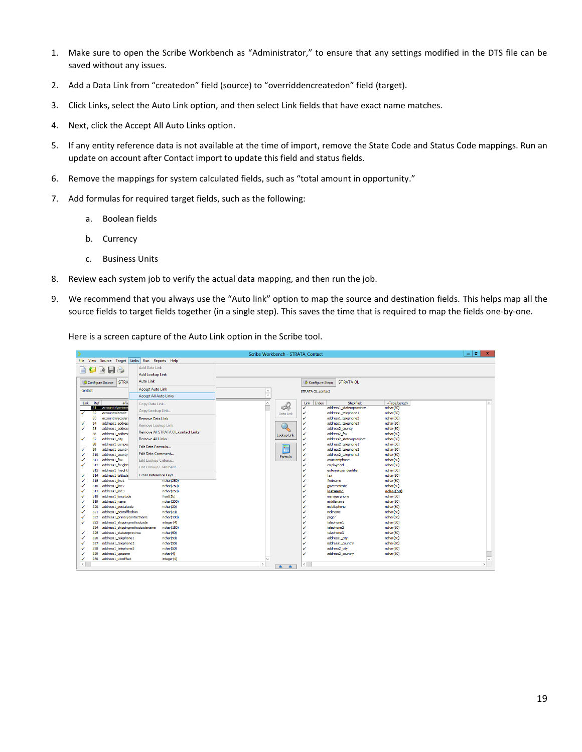1. Make sure to open the Scribe Workbench as "Administrator," to ensure that any settings modified in the DTS file can be saved without any issues.

2. Add a Data Link from "createdon" field (source) to "overriddencreatedon" field (target).

3. Click Links, select the Auto Link option, and then select Link fields that have exact name matches.

4. Next, click the Accept All Auto Links option.

5. If any entity reference data is not available at the time of import, remove the State Code and Status Code mappings. Run an update on account after Contact import to update this field and status fields.

6. Remove the mappings for system calculated fields, such as "total amount in opportunity."

7. Add formulas for required target fields, such as the following:

   a. Boolean fields

   b. Currency

   c. Business Units

8. Review each system job to verify the actual data mapping, and then run the job.

9. We recommend that you always use the "Auto link" option to map the source and destination fields. This helps map all the source fields to target fields together (in a single step). This saves the time that is required to map the fields one-by-one.

   Here is a screen capture of the Auto Link option in the Scribe tool.